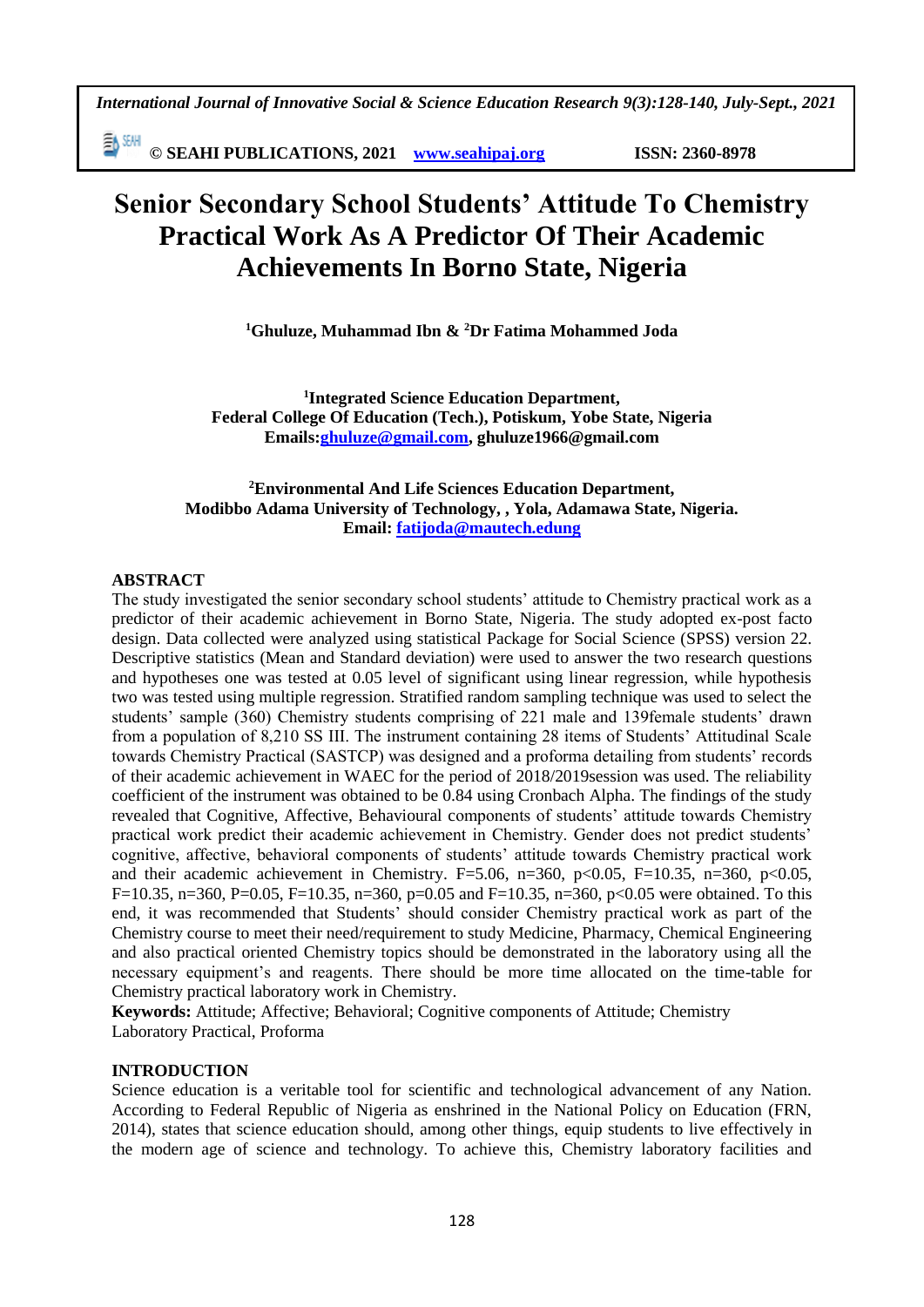# Senior Secondary School Students' Attitude To Chemistry Practical Work As A Predictor Of Their Academic Achievements In Borno State, Nigeria

**[1]Ghuluze, Muhammad Ibn & [2]Dr Fatima Mohammed Joda**

**[1]Integrated Science Education Department,**
**Federal College Of Education (Tech.), Potiskum, Yobe State, Nigeria**
**Emails:ghuluze@gmail.com, ghuluze1966@gmail.com**

**[2]Environmental And Life Sciences Education Department,**
**Modibbo Adama University of Technology, , Yola, Adamawa State, Nigeria.**
**Email: fatijoda@mautech.edung**

## ABSTRACT

The study investigated the senior secondary school students' attitude to Chemistry practical work as a predictor of their academic achievement in Borno State, Nigeria. The study adopted ex-post facto design. Data collected were analyzed using statistical Package for Social Science (SPSS) version 22. Descriptive statistics (Mean and Standard deviation) were used to answer the two research questions and hypotheses one was tested at 0.05 level of significant using linear regression, while hypothesis two was tested using multiple regression. Stratified random sampling technique was used to select the students' sample (360) Chemistry students comprising of 221 male and 139female students' drawn from a population of 8,210 SS III. The instrument containing 28 items of Students' Attitudinal Scale towards Chemistry Practical (SASTCP) was designed and a proforma detailing from students' records of their academic achievement in WAEC for the period of 2018/2019session was used. The reliability coefficient of the instrument was obtained to be 0.84 using Cronbach Alpha. The findings of the study revealed that Cognitive, Affective, Behavioural components of students' attitude towards Chemistry practical work predict their academic achievement in Chemistry. Gender does not predict students' cognitive, affective, behavioral components of students' attitude towards Chemistry practical work and their academic achievement in Chemistry. $F=5.06$, $n=360$, $p<0.05$, $F=10.35$, $n=360$, $p<0.05$, $F=10.35$, $n=360$, $P=0.05$, $F=10.35$, $n=360$, $p=0.05$ and $F=10.35$, $n=360$, $p<0.05$ were obtained. To this end, it was recommended that Students' should consider Chemistry practical work as part of the Chemistry course to meet their need/requirement to study Medicine, Pharmacy, Chemical Engineering and also practical oriented Chemistry topics should be demonstrated in the laboratory using all the necessary equipment's and reagents. There should be more time allocated on the time-table for Chemistry practical laboratory work in Chemistry.

**Keywords:** Attitude; Affective; Behavioral; Cognitive components of Attitude; Chemistry Laboratory Practical, Proforma

## INTRODUCTION

Science education is a veritable tool for scientific and technological advancement of any Nation. According to Federal Republic of Nigeria as enshrined in the National Policy on Education (FRN, 2014), states that science education should, among other things, equip students to live effectively in the modern age of science and technology. To achieve this, Chemistry laboratory facilities and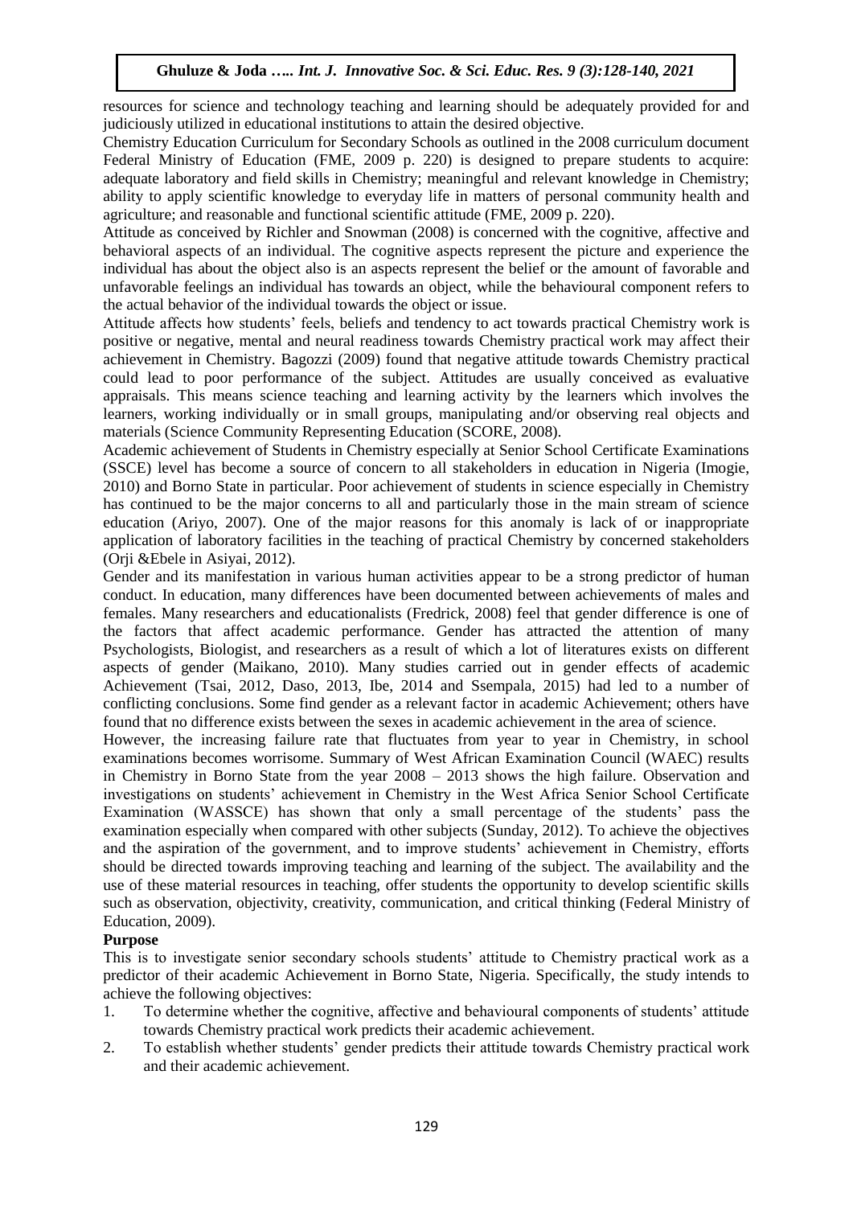resources for science and technology teaching and learning should be adequately provided for and judiciously utilized in educational institutions to attain the desired objective.

Chemistry Education Curriculum for Secondary Schools as outlined in the 2008 curriculum document Federal Ministry of Education (FME, 2009 p. 220) is designed to prepare students to acquire: adequate laboratory and field skills in Chemistry; meaningful and relevant knowledge in Chemistry; ability to apply scientific knowledge to everyday life in matters of personal community health and agriculture; and reasonable and functional scientific attitude (FME, 2009 p. 220).

Attitude as conceived by Richler and Snowman (2008) is concerned with the cognitive, affective and behavioral aspects of an individual. The cognitive aspects represent the picture and experience the individual has about the object also is an aspects represent the belief or the amount of favorable and unfavorable feelings an individual has towards an object, while the behavioural component refers to the actual behavior of the individual towards the object or issue.

Attitude affects how students' feels, beliefs and tendency to act towards practical Chemistry work is positive or negative, mental and neural readiness towards Chemistry practical work may affect their achievement in Chemistry. Bagozzi (2009) found that negative attitude towards Chemistry practical could lead to poor performance of the subject. Attitudes are usually conceived as evaluative appraisals. This means science teaching and learning activity by the learners which involves the learners, working individually or in small groups, manipulating and/or observing real objects and materials (Science Community Representing Education (SCORE, 2008).

Academic achievement of Students in Chemistry especially at Senior School Certificate Examinations (SSCE) level has become a source of concern to all stakeholders in education in Nigeria (Imogie, 2010) and Borno State in particular. Poor achievement of students in science especially in Chemistry has continued to be the major concerns to all and particularly those in the main stream of science education (Ariyo, 2007). One of the major reasons for this anomaly is lack of or inappropriate application of laboratory facilities in the teaching of practical Chemistry by concerned stakeholders (Orji &Ebele in Asiyai, 2012).

Gender and its manifestation in various human activities appear to be a strong predictor of human conduct. In education, many differences have been documented between achievements of males and females. Many researchers and educationalists (Fredrick, 2008) feel that gender difference is one of the factors that affect academic performance. Gender has attracted the attention of many Psychologists, Biologist, and researchers as a result of which a lot of literatures exists on different aspects of gender (Maikano, 2010). Many studies carried out in gender effects of academic Achievement (Tsai, 2012, Daso, 2013, Ibe, 2014 and Ssempala, 2015) had led to a number of conflicting conclusions. Some find gender as a relevant factor in academic Achievement; others have found that no difference exists between the sexes in academic achievement in the area of science.

However, the increasing failure rate that fluctuates from year to year in Chemistry, in school examinations becomes worrisome. Summary of West African Examination Council (WAEC) results in Chemistry in Borno State from the year 2008 – 2013 shows the high failure. Observation and investigations on students' achievement in Chemistry in the West Africa Senior School Certificate Examination (WASSCE) has shown that only a small percentage of the students' pass the examination especially when compared with other subjects (Sunday, 2012). To achieve the objectives and the aspiration of the government, and to improve students' achievement in Chemistry, efforts should be directed towards improving teaching and learning of the subject. The availability and the use of these material resources in teaching, offer students the opportunity to develop scientific skills such as observation, objectivity, creativity, communication, and critical thinking (Federal Ministry of Education, 2009).

**Purpose**

This is to investigate senior secondary schools students' attitude to Chemistry practical work as a predictor of their academic Achievement in Borno State, Nigeria. Specifically, the study intends to achieve the following objectives:

1. To determine whether the cognitive, affective and behavioural components of students' attitude towards Chemistry practical work predicts their academic achievement.
2. To establish whether students' gender predicts their attitude towards Chemistry practical work and their academic achievement.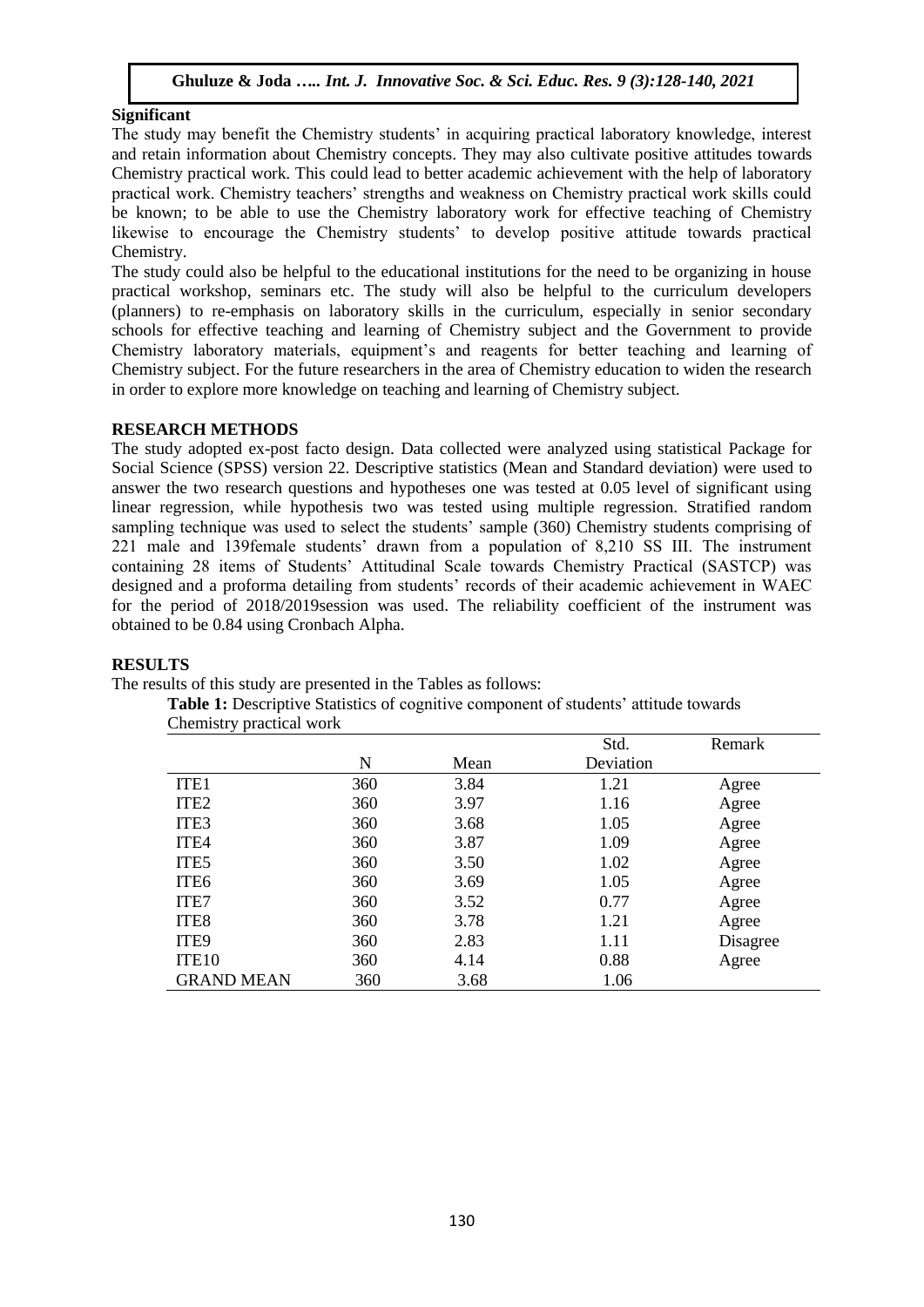**Significant**

The study may benefit the Chemistry students' in acquiring practical laboratory knowledge, interest and retain information about Chemistry concepts. They may also cultivate positive attitudes towards Chemistry practical work. This could lead to better academic achievement with the help of laboratory practical work. Chemistry teachers' strengths and weakness on Chemistry practical work skills could be known; to be able to use the Chemistry laboratory work for effective teaching of Chemistry likewise to encourage the Chemistry students' to develop positive attitude towards practical Chemistry.

The study could also be helpful to the educational institutions for the need to be organizing in house practical workshop, seminars etc. The study will also be helpful to the curriculum developers (planners) to re-emphasis on laboratory skills in the curriculum, especially in senior secondary schools for effective teaching and learning of Chemistry subject and the Government to provide Chemistry laboratory materials, equipment's and reagents for better teaching and learning of Chemistry subject. For the future researchers in the area of Chemistry education to widen the research in order to explore more knowledge on teaching and learning of Chemistry subject.

## RESEARCH METHODS

The study adopted ex-post facto design. Data collected were analyzed using statistical Package for Social Science (SPSS) version 22. Descriptive statistics (Mean and Standard deviation) were used to answer the two research questions and hypotheses one was tested at 0.05 level of significant using linear regression, while hypothesis two was tested using multiple regression. Stratified random sampling technique was used to select the students' sample (360) Chemistry students comprising of 221 male and 139female students' drawn from a population of 8,210 SS III. The instrument containing 28 items of Students' Attitudinal Scale towards Chemistry Practical (SASTCP) was designed and a proforma detailing from students' records of their academic achievement in WAEC for the period of 2018/2019session was used. The reliability coefficient of the instrument was obtained to be 0.84 using Cronbach Alpha.

## RESULTS

The results of this study are presented in the Tables as follows:

**Table 1:** Descriptive Statistics of cognitive component of students' attitude towards Chemistry practical work

| | N | Mean | Std. Deviation | Remark |
|---|---|---|---|---|
| ITE1 | 360 | 3.84 | 1.21 | Agree |
| ITE2 | 360 | 3.97 | 1.16 | Agree |
| ITE3 | 360 | 3.68 | 1.05 | Agree |
| ITE4 | 360 | 3.87 | 1.09 | Agree |
| ITE5 | 360 | 3.50 | 1.02 | Agree |
| ITE6 | 360 | 3.69 | 1.05 | Agree |
| ITE7 | 360 | 3.52 | 0.77 | Agree |
| ITE8 | 360 | 3.78 | 1.21 | Agree |
| ITE9 | 360 | 2.83 | 1.11 | Disagree |
| ITE10 | 360 | 4.14 | 0.88 | Agree |
| GRAND MEAN | 360 | 3.68 | 1.06 | |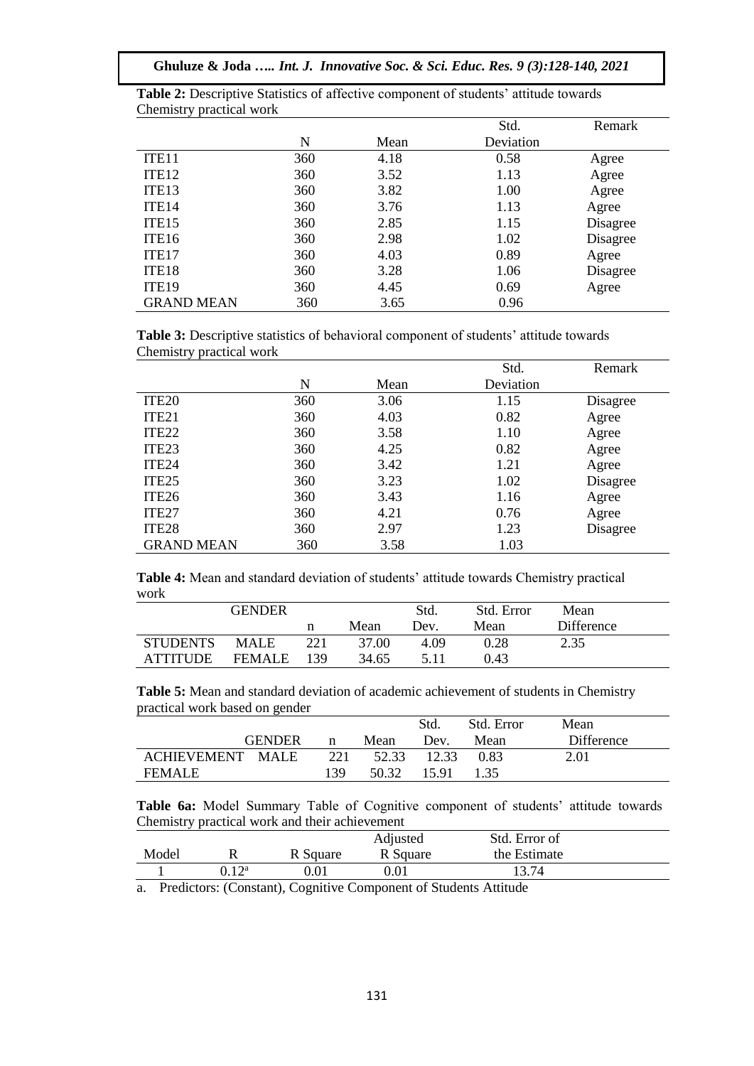**Table 2:** Descriptive Statistics of affective component of students' attitude towards Chemistry practical work

| | N | Mean | Std. Deviation | Remark |
|---|---|---|---|---|
| ITE11 | 360 | 4.18 | 0.58 | Agree |
| ITE12 | 360 | 3.52 | 1.13 | Agree |
| ITE13 | 360 | 3.82 | 1.00 | Agree |
| ITE14 | 360 | 3.76 | 1.13 | Agree |
| ITE15 | 360 | 2.85 | 1.15 | Disagree |
| ITE16 | 360 | 2.98 | 1.02 | Disagree |
| ITE17 | 360 | 4.03 | 0.89 | Agree |
| ITE18 | 360 | 3.28 | 1.06 | Disagree |
| ITE19 | 360 | 4.45 | 0.69 | Agree |
| GRAND MEAN | 360 | 3.65 | 0.96 | |

**Table 3:** Descriptive statistics of behavioral component of students' attitude towards Chemistry practical work

| | N | Mean | Std. Deviation | Remark |
|---|---|---|---|---|
| ITE20 | 360 | 3.06 | 1.15 | Disagree |
| ITE21 | 360 | 4.03 | 0.82 | Agree |
| ITE22 | 360 | 3.58 | 1.10 | Agree |
| ITE23 | 360 | 4.25 | 0.82 | Agree |
| ITE24 | 360 | 3.42 | 1.21 | Agree |
| ITE25 | 360 | 3.23 | 1.02 | Disagree |
| ITE26 | 360 | 3.43 | 1.16 | Agree |
| ITE27 | 360 | 4.21 | 0.76 | Agree |
| ITE28 | 360 | 2.97 | 1.23 | Disagree |
| GRAND MEAN | 360 | 3.58 | 1.03 | |

**Table 4:** Mean and standard deviation of students' attitude towards Chemistry practical work

| | GENDER | n | Mean | Std. Dev. | Std. Error Mean | Mean Difference |
|---|---|---|---|---|---|---|
| STUDENTS | MALE | 221 | 37.00 | 4.09 | 0.28 | 2.35 |
| ATTITUDE | FEMALE | 139 | 34.65 | 5.11 | 0.43 | |

**Table 5:** Mean and standard deviation of academic achievement of students in Chemistry practical work based on gender

| | GENDER | n | Mean | Std. Dev. | Std. Error Mean | Mean Difference |
|---|---|---|---|---|---|---|
| ACHIEVEMENT | MALE | 221 | 52.33 | 12.33 | 0.83 | 2.01 |
| FEMALE | | 139 | 50.32 | 15.91 | 1.35 | |

**Table 6a:** Model Summary Table of Cognitive component of students' attitude towards Chemistry practical work and their achievement

| Model | R | R Square | Adjusted R Square | Std. Error of the Estimate |
|---|---|---|---|---|
| 1 | 0.12[a] | 0.01 | 0.01 | 13.74 |

a. Predictors: (Constant), Cognitive Component of Students Attitude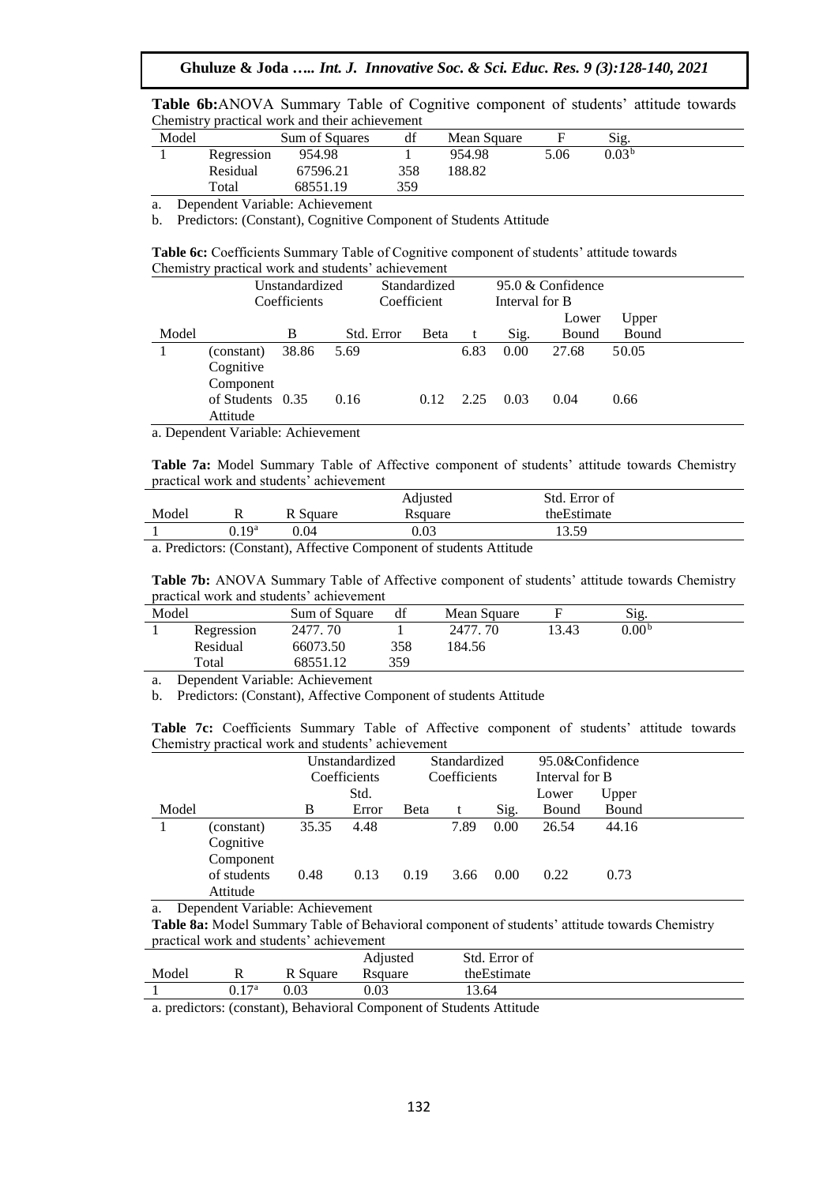**Table 6b:** ANOVA Summary Table of Cognitive component of students' attitude towards Chemistry practical work and their achievement

| Model | | Sum of Squares | df | Mean Square | F | Sig. |
|---|---|---|---|---|---|---|
| 1 | Regression | 954.98 | 1 | 954.98 | 5.06 | 0.03[b] |
| | Residual | 67596.21 | 358 | 188.82 | | |
| | Total | 68551.19 | 359 | | | |

a. Dependent Variable: Achievement

b. Predictors: (Constant), Cognitive Component of Students Attitude

**Table 6c:** Coefficients Summary Table of Cognitive component of students' attitude towards Chemistry practical work and students' achievement

| | | Unstandardized Coefficients | | Standardized Coefficient | | | 95.0 & Confidence Interval for B | |
|---|---|---|---|---|---|---|---|---|
| Model | | B | Std. Error | Beta | t | Sig. | Lower Bound | Upper Bound |
| 1 | (constant) | 38.86 | 5.69 | | 6.83 | 0.00 | 27.68 | 50.05 |
| | Cognitive Component of Students Attitude | 0.35 | 0.16 | 0.12 | 2.25 | 0.03 | 0.04 | 0.66 |

a. Dependent Variable: Achievement

**Table 7a:** Model Summary Table of Affective component of students' attitude towards Chemistry practical work and students' achievement

| Model | R | R Square | Adjusted Rsquare | Std. Error of theEstimate |
|---|---|---|---|---|
| 1 | 0.19[a] | 0.04 | 0.03 | 13.59 |

a. Predictors: (Constant), Affective Component of students Attitude

**Table 7b:** ANOVA Summary Table of Affective component of students' attitude towards Chemistry practical work and students' achievement

| Model | | Sum of Square | df | Mean Square | F | Sig. |
|---|---|---|---|---|---|---|
| 1 | Regression | 2477. 70 | 1 | 2477. 70 | 13.43 | 0.00[b] |
| | Residual | 66073.50 | 358 | 184.56 | | |
| | Total | 68551.12 | 359 | | | |

a. Dependent Variable: Achievement

b. Predictors: (Constant), Affective Component of students Attitude

**Table 7c:** Coefficients Summary Table of Affective component of students' attitude towards Chemistry practical work and students' achievement

| | | Unstandardized Coefficients | | Standardized Coefficients | | | 95.0&Confidence Interval for B | |
|---|---|---|---|---|---|---|---|---|
| Model | | B | Std. Error | Beta | t | Sig. | Lower Bound | Upper Bound |
| 1 | (constant) | 35.35 | 4.48 | | 7.89 | 0.00 | 26.54 | 44.16 |
| | Cognitive Component of students Attitude | 0.48 | 0.13 | 0.19 | 3.66 | 0.00 | 0.22 | 0.73 |

a. Dependent Variable: Achievement

**Table 8a:** Model Summary Table of Behavioral component of students' attitude towards Chemistry practical work and students' achievement

| Model | R | R Square | Adjusted Rsquare | Std. Error of theEstimate |
|---|---|---|---|---|
| 1 | 0.17[a] | 0.03 | 0.03 | 13.64 |

a. predictors: (constant), Behavioral Component of Students Attitude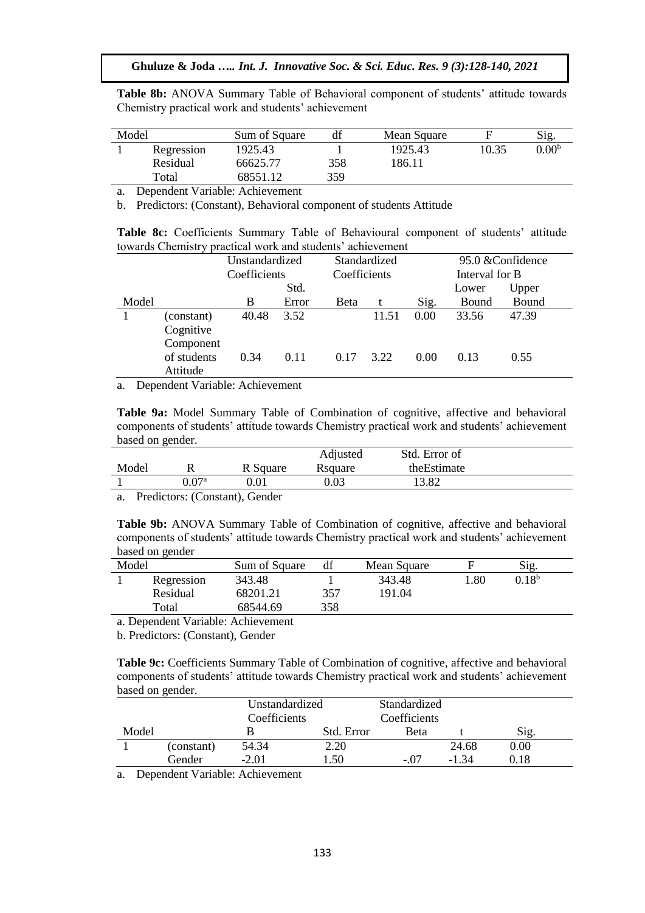**Table 8b:** ANOVA Summary Table of Behavioral component of students' attitude towards Chemistry practical work and students' achievement

| Model | | Sum of Square | df | Mean Square | F | Sig. |
|---|---|---|---|---|---|---|
| 1 | Regression | 1925.43 | 1 | 1925.43 | 10.35 | 0.00[b] |
| | Residual | 66625.77 | 358 | 186.11 | | |
| | Total | 68551.12 | 359 | | | |

a. Dependent Variable: Achievement

b. Predictors: (Constant), Behavioral component of students Attitude

**Table 8c:** Coefficients Summary Table of Behavioural component of students' attitude towards Chemistry practical work and students' achievement

| | | Unstandardized Coefficients | | Standardized Coefficients | | | 95.0 &Confidence Interval for B | |
|---|---|---|---|---|---|---|---|---|
| Model | | B | Std. Error | Beta | t | Sig. | Lower Bound | Upper Bound |
| 1 | (constant) | 40.48 | 3.52 | | 11.51 | 0.00 | 33.56 | 47.39 |
| | Cognitive Component of students Attitude | 0.34 | 0.11 | 0.17 | 3.22 | 0.00 | 0.13 | 0.55 |

a. Dependent Variable: Achievement

**Table 9a:** Model Summary Table of Combination of cognitive, affective and behavioral components of students' attitude towards Chemistry practical work and students' achievement based on gender.

| Model | R | R Square | Adjusted Rsquare | Std. Error of theEstimate |
|---|---|---|---|---|
| 1 | 0.07[a] | 0.01 | 0.03 | 13.82 |

a. Predictors: (Constant), Gender

**Table 9b:** ANOVA Summary Table of Combination of cognitive, affective and behavioral components of students' attitude towards Chemistry practical work and students' achievement based on gender

| Model | | Sum of Square | df | Mean Square | F | Sig. |
|---|---|---|---|---|---|---|
| 1 | Regression | 343.48 | 1 | 343.48 | 1.80 | 0.18[b] |
| | Residual | 68201.21 | 357 | 191.04 | | |
| | Total | 68544.69 | 358 | | | |

a. Dependent Variable: Achievement

b. Predictors: (Constant), Gender

**Table 9c:** Coefficients Summary Table of Combination of cognitive, affective and behavioral components of students' attitude towards Chemistry practical work and students' achievement based on gender.

| | | Unstandardized Coefficients | | Standardized Coefficients | | |
|---|---|---|---|---|---|---|
| Model | | B | Std. Error | Beta | t | Sig. |
| 1 | (constant) | 54.34 | 2.20 | | 24.68 | 0.00 |
| | Gender | -2.01 | 1.50 | -.07 | -1.34 | 0.18 |

a. Dependent Variable: Achievement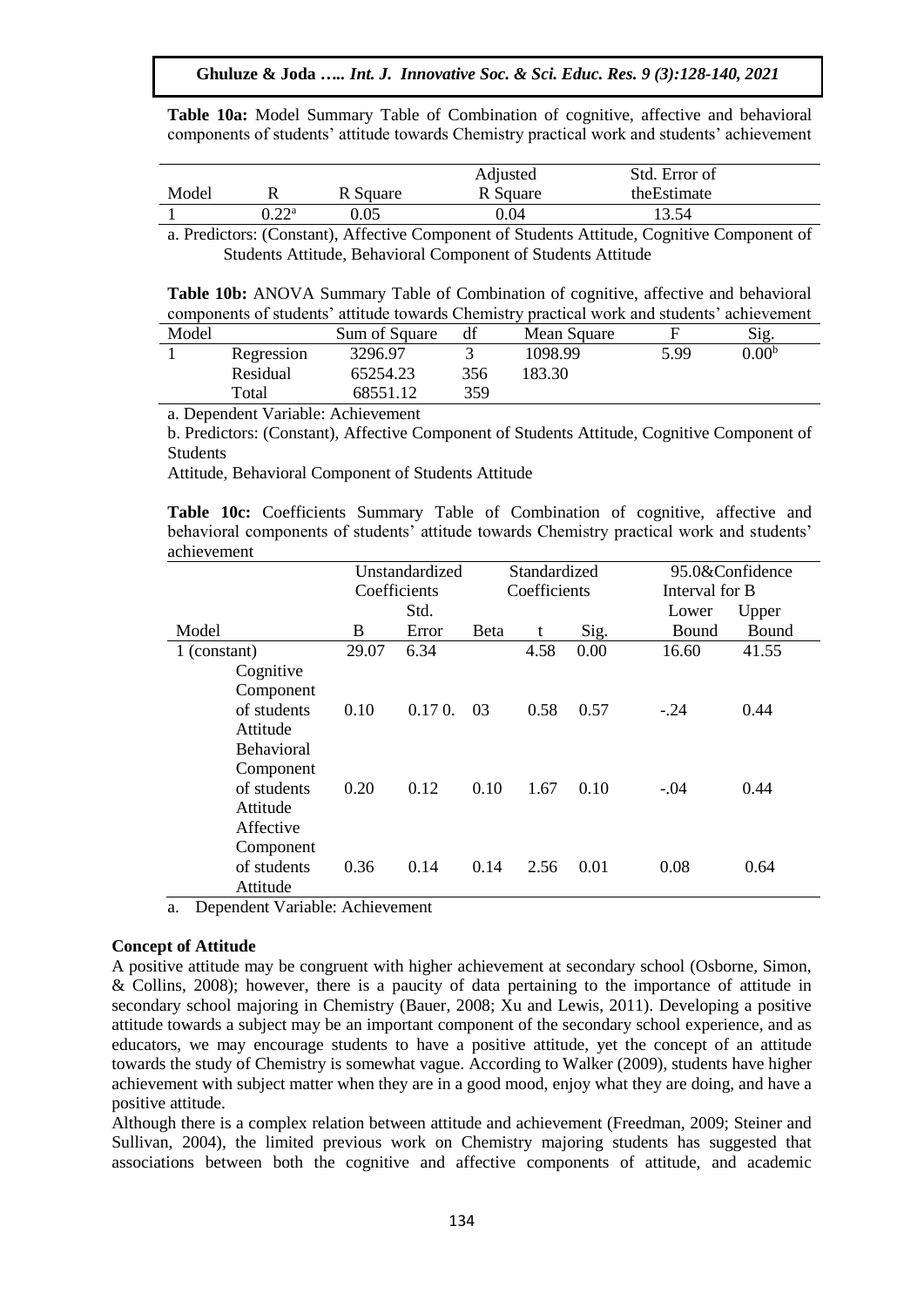**Table 10a:** Model Summary Table of Combination of cognitive, affective and behavioral components of students' attitude towards Chemistry practical work and students' achievement

| Model | R | R Square | Adjusted R Square | Std. Error of theEstimate |
|---|---|---|---|---|
| 1 | 0.22[a] | 0.05 | 0.04 | 13.54 |

a. Predictors: (Constant), Affective Component of Students Attitude, Cognitive Component of Students Attitude, Behavioral Component of Students Attitude

**Table 10b:** ANOVA Summary Table of Combination of cognitive, affective and behavioral components of students' attitude towards Chemistry practical work and students' achievement

| Model | | Sum of Square | df | Mean Square | F | Sig. |
|---|---|---|---|---|---|---|
| 1 | Regression | 3296.97 | 3 | 1098.99 | 5.99 | 0.00[b] |
| | Residual | 65254.23 | 356 | 183.30 | | |
| | Total | 68551.12 | 359 | | | |

a. Dependent Variable: Achievement

b. Predictors: (Constant), Affective Component of Students Attitude, Cognitive Component of Students Attitude, Behavioral Component of Students Attitude

**Table 10c:** Coefficients Summary Table of Combination of cognitive, affective and behavioral components of students' attitude towards Chemistry practical work and students' achievement

| Model | Unstandardized Coefficients | | Standardized Coefficients | | | 95.0&Confidence Interval for B | |
|---|---|---|---|---|---|---|---|
| | B | Std. Error | Beta | t | Sig. | Lower Bound | Upper Bound |
| 1 (constant) | 29.07 | 6.34 | | 4.58 | 0.00 | 16.60 | 41.55 |
| Cognitive Component of students Attitude | 0.10 | 0.17 0. | 03 | 0.58 | 0.57 | -.24 | 0.44 |
| Behavioral Component of students Attitude | 0.20 | 0.12 | 0.10 | 1.67 | 0.10 | -.04 | 0.44 |
| Affective Component of students Attitude | 0.36 | 0.14 | 0.14 | 2.56 | 0.01 | 0.08 | 0.64 |

a. Dependent Variable: Achievement

**Concept of Attitude**

A positive attitude may be congruent with higher achievement at secondary school (Osborne, Simon, & Collins, 2008); however, there is a paucity of data pertaining to the importance of attitude in secondary school majoring in Chemistry (Bauer, 2008; Xu and Lewis, 2011). Developing a positive attitude towards a subject may be an important component of the secondary school experience, and as educators, we may encourage students to have a positive attitude, yet the concept of an attitude towards the study of Chemistry is somewhat vague. According to Walker (2009), students have higher achievement with subject matter when they are in a good mood, enjoy what they are doing, and have a positive attitude.

Although there is a complex relation between attitude and achievement (Freedman, 2009; Steiner and Sullivan, 2004), the limited previous work on Chemistry majoring students has suggested that associations between both the cognitive and affective components of attitude, and academic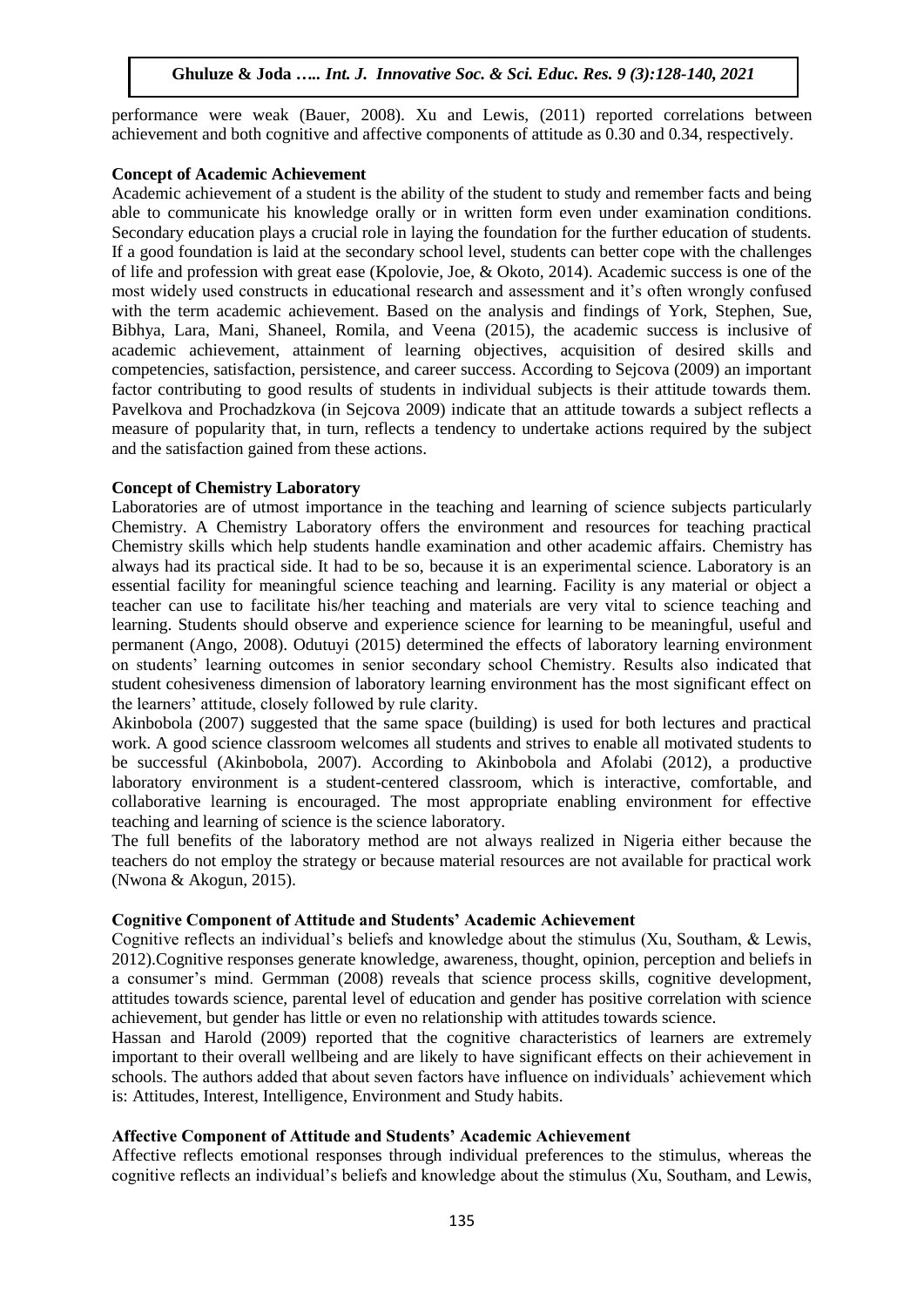performance were weak (Bauer, 2008). Xu and Lewis, (2011) reported correlations between achievement and both cognitive and affective components of attitude as 0.30 and 0.34, respectively.

**Concept of Academic Achievement**

Academic achievement of a student is the ability of the student to study and remember facts and being able to communicate his knowledge orally or in written form even under examination conditions. Secondary education plays a crucial role in laying the foundation for the further education of students. If a good foundation is laid at the secondary school level, students can better cope with the challenges of life and profession with great ease (Kpolovie, Joe, & Okoto, 2014). Academic success is one of the most widely used constructs in educational research and assessment and it's often wrongly confused with the term academic achievement. Based on the analysis and findings of York, Stephen, Sue, Bibhya, Lara, Mani, Shaneel, Romila, and Veena (2015), the academic success is inclusive of academic achievement, attainment of learning objectives, acquisition of desired skills and competencies, satisfaction, persistence, and career success. According to Sejcova (2009) an important factor contributing to good results of students in individual subjects is their attitude towards them. Pavelkova and Prochadzkova (in Sejcova 2009) indicate that an attitude towards a subject reflects a measure of popularity that, in turn, reflects a tendency to undertake actions required by the subject and the satisfaction gained from these actions.

**Concept of Chemistry Laboratory**

Laboratories are of utmost importance in the teaching and learning of science subjects particularly Chemistry. A Chemistry Laboratory offers the environment and resources for teaching practical Chemistry skills which help students handle examination and other academic affairs. Chemistry has always had its practical side. It had to be so, because it is an experimental science. Laboratory is an essential facility for meaningful science teaching and learning. Facility is any material or object a teacher can use to facilitate his/her teaching and materials are very vital to science teaching and learning. Students should observe and experience science for learning to be meaningful, useful and permanent (Ango, 2008). Odutuyi (2015) determined the effects of laboratory learning environment on students' learning outcomes in senior secondary school Chemistry. Results also indicated that student cohesiveness dimension of laboratory learning environment has the most significant effect on the learners' attitude, closely followed by rule clarity.

Akinbobola (2007) suggested that the same space (building) is used for both lectures and practical work. A good science classroom welcomes all students and strives to enable all motivated students to be successful (Akinbobola, 2007). According to Akinbobola and Afolabi (2012), a productive laboratory environment is a student-centered classroom, which is interactive, comfortable, and collaborative learning is encouraged. The most appropriate enabling environment for effective teaching and learning of science is the science laboratory.

The full benefits of the laboratory method are not always realized in Nigeria either because the teachers do not employ the strategy or because material resources are not available for practical work (Nwona & Akogun, 2015).

**Cognitive Component of Attitude and Students' Academic Achievement**

Cognitive reflects an individual's beliefs and knowledge about the stimulus (Xu, Southam, & Lewis, 2012).Cognitive responses generate knowledge, awareness, thought, opinion, perception and beliefs in a consumer's mind. Germman (2008) reveals that science process skills, cognitive development, attitudes towards science, parental level of education and gender has positive correlation with science achievement, but gender has little or even no relationship with attitudes towards science.

Hassan and Harold (2009) reported that the cognitive characteristics of learners are extremely important to their overall wellbeing and are likely to have significant effects on their achievement in schools. The authors added that about seven factors have influence on individuals' achievement which is: Attitudes, Interest, Intelligence, Environment and Study habits.

**Affective Component of Attitude and Students' Academic Achievement**

Affective reflects emotional responses through individual preferences to the stimulus, whereas the cognitive reflects an individual's beliefs and knowledge about the stimulus (Xu, Southam, and Lewis,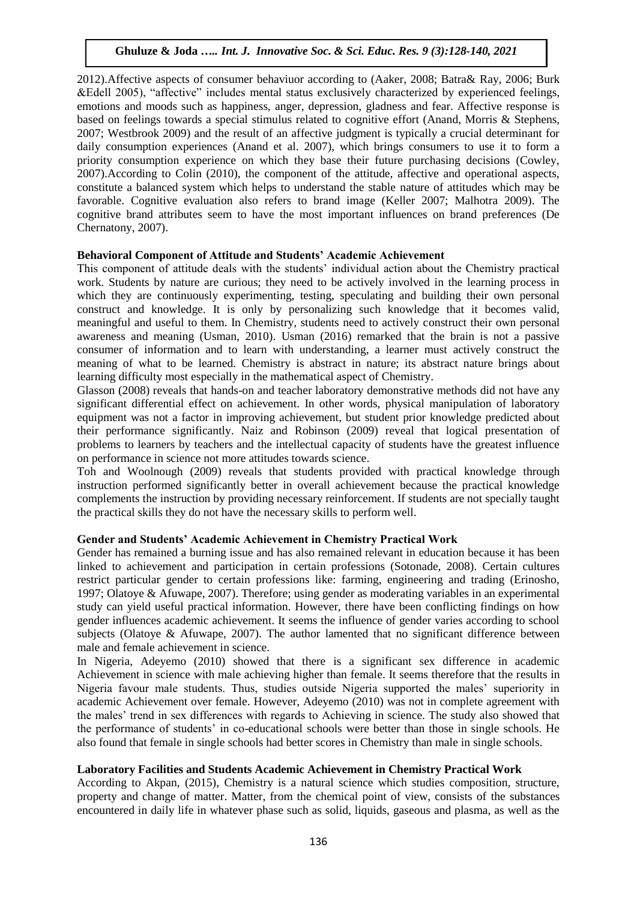2012).Affective aspects of consumer behaviuor according to (Aaker, 2008; Batra& Ray, 2006; Burk &Edell 2005), "affective" includes mental status exclusively characterized by experienced feelings, emotions and moods such as happiness, anger, depression, gladness and fear. Affective response is based on feelings towards a special stimulus related to cognitive effort (Anand, Morris & Stephens, 2007; Westbrook 2009) and the result of an affective judgment is typically a crucial determinant for daily consumption experiences (Anand et al. 2007), which brings consumers to use it to form a priority consumption experience on which they base their future purchasing decisions (Cowley, 2007).According to Colin (2010), the component of the attitude, affective and operational aspects, constitute a balanced system which helps to understand the stable nature of attitudes which may be favorable. Cognitive evaluation also refers to brand image (Keller 2007; Malhotra 2009). The cognitive brand attributes seem to have the most important influences on brand preferences (De Chernatony, 2007).

**Behavioral Component of Attitude and Students' Academic Achievement**

This component of attitude deals with the students' individual action about the Chemistry practical work. Students by nature are curious; they need to be actively involved in the learning process in which they are continuously experimenting, testing, speculating and building their own personal construct and knowledge. It is only by personalizing such knowledge that it becomes valid, meaningful and useful to them. In Chemistry, students need to actively construct their own personal awareness and meaning (Usman, 2010). Usman (2016) remarked that the brain is not a passive consumer of information and to learn with understanding, a learner must actively construct the meaning of what to be learned. Chemistry is abstract in nature; its abstract nature brings about learning difficulty most especially in the mathematical aspect of Chemistry.

Glasson (2008) reveals that hands-on and teacher laboratory demonstrative methods did not have any significant differential effect on achievement. In other words, physical manipulation of laboratory equipment was not a factor in improving achievement, but student prior knowledge predicted about their performance significantly. Naiz and Robinson (2009) reveal that logical presentation of problems to learners by teachers and the intellectual capacity of students have the greatest influence on performance in science not more attitudes towards science.

Toh and Woolnough (2009) reveals that students provided with practical knowledge through instruction performed significantly better in overall achievement because the practical knowledge complements the instruction by providing necessary reinforcement. If students are not specially taught the practical skills they do not have the necessary skills to perform well.

**Gender and Students' Academic Achievement in Chemistry Practical Work**

Gender has remained a burning issue and has also remained relevant in education because it has been linked to achievement and participation in certain professions (Sotonade, 2008). Certain cultures restrict particular gender to certain professions like: farming, engineering and trading (Erinosho, 1997; Olatoye & Afuwape, 2007). Therefore; using gender as moderating variables in an experimental study can yield useful practical information. However, there have been conflicting findings on how gender influences academic achievement. It seems the influence of gender varies according to school subjects (Olatoye & Afuwape, 2007). The author lamented that no significant difference between male and female achievement in science.

In Nigeria, Adeyemo (2010) showed that there is a significant sex difference in academic Achievement in science with male achieving higher than female. It seems therefore that the results in Nigeria favour male students. Thus, studies outside Nigeria supported the males' superiority in academic Achievement over female. However, Adeyemo (2010) was not in complete agreement with the males' trend in sex differences with regards to Achieving in science. The study also showed that the performance of students' in co-educational schools were better than those in single schools. He also found that female in single schools had better scores in Chemistry than male in single schools.

**Laboratory Facilities and Students Academic Achievement in Chemistry Practical Work**

According to Akpan, (2015), Chemistry is a natural science which studies composition, structure, property and change of matter. Matter, from the chemical point of view, consists of the substances encountered in daily life in whatever phase such as solid, liquids, gaseous and plasma, as well as the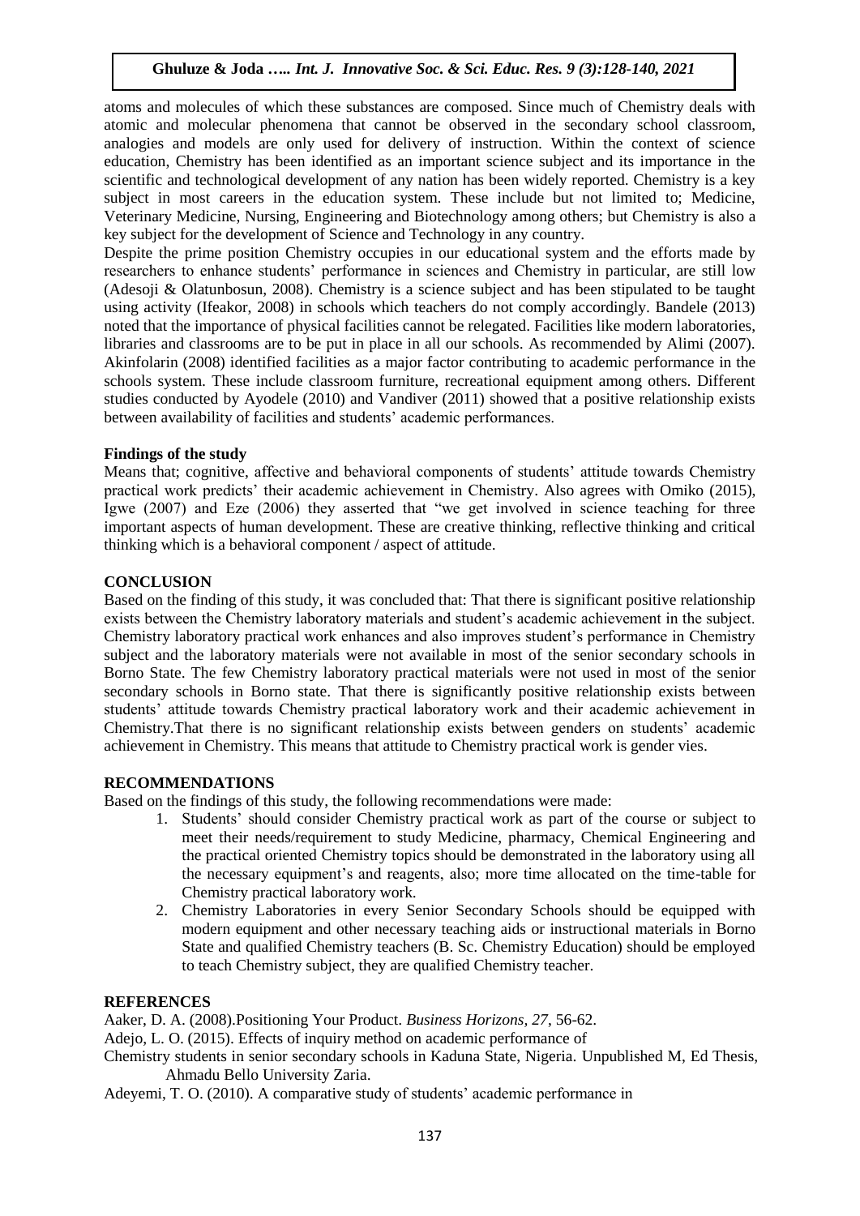atoms and molecules of which these substances are composed. Since much of Chemistry deals with atomic and molecular phenomena that cannot be observed in the secondary school classroom, analogies and models are only used for delivery of instruction. Within the context of science education, Chemistry has been identified as an important science subject and its importance in the scientific and technological development of any nation has been widely reported. Chemistry is a key subject in most careers in the education system. These include but not limited to; Medicine, Veterinary Medicine, Nursing, Engineering and Biotechnology among others; but Chemistry is also a key subject for the development of Science and Technology in any country.

Despite the prime position Chemistry occupies in our educational system and the efforts made by researchers to enhance students' performance in sciences and Chemistry in particular, are still low (Adesoji & Olatunbosun, 2008). Chemistry is a science subject and has been stipulated to be taught using activity (Ifeakor, 2008) in schools which teachers do not comply accordingly. Bandele (2013) noted that the importance of physical facilities cannot be relegated. Facilities like modern laboratories, libraries and classrooms are to be put in place in all our schools. As recommended by Alimi (2007). Akinfolarin (2008) identified facilities as a major factor contributing to academic performance in the schools system. These include classroom furniture, recreational equipment among others. Different studies conducted by Ayodele (2010) and Vandiver (2011) showed that a positive relationship exists between availability of facilities and students' academic performances.

**Findings of the study**

Means that; cognitive, affective and behavioral components of students' attitude towards Chemistry practical work predicts' their academic achievement in Chemistry. Also agrees with Omiko (2015), Igwe (2007) and Eze (2006) they asserted that "we get involved in science teaching for three important aspects of human development. These are creative thinking, reflective thinking and critical thinking which is a behavioral component / aspect of attitude.

## CONCLUSION

Based on the finding of this study, it was concluded that: That there is significant positive relationship exists between the Chemistry laboratory materials and student's academic achievement in the subject. Chemistry laboratory practical work enhances and also improves student's performance in Chemistry subject and the laboratory materials were not available in most of the senior secondary schools in Borno State. The few Chemistry laboratory practical materials were not used in most of the senior secondary schools in Borno state. That there is significantly positive relationship exists between students' attitude towards Chemistry practical laboratory work and their academic achievement in Chemistry.That there is no significant relationship exists between genders on students' academic achievement in Chemistry. This means that attitude to Chemistry practical work is gender vies.

## RECOMMENDATIONS

Based on the findings of this study, the following recommendations were made:

1. Students' should consider Chemistry practical work as part of the course or subject to meet their needs/requirement to study Medicine, pharmacy, Chemical Engineering and the practical oriented Chemistry topics should be demonstrated in the laboratory using all the necessary equipment's and reagents, also; more time allocated on the time-table for Chemistry practical laboratory work.
2. Chemistry Laboratories in every Senior Secondary Schools should be equipped with modern equipment and other necessary teaching aids or instructional materials in Borno State and qualified Chemistry teachers (B. Sc. Chemistry Education) should be employed to teach Chemistry subject, they are qualified Chemistry teacher.

## REFERENCES

Aaker, D. A. (2008).Positioning Your Product. *Business Horizons, 27*, 56-62.

Adejo, L. O. (2015). Effects of inquiry method on academic performance of Chemistry students in senior secondary schools in Kaduna State, Nigeria. Unpublished M, Ed Thesis, Ahmadu Bello University Zaria.

Adeyemi, T. O. (2010). A comparative study of students' academic performance in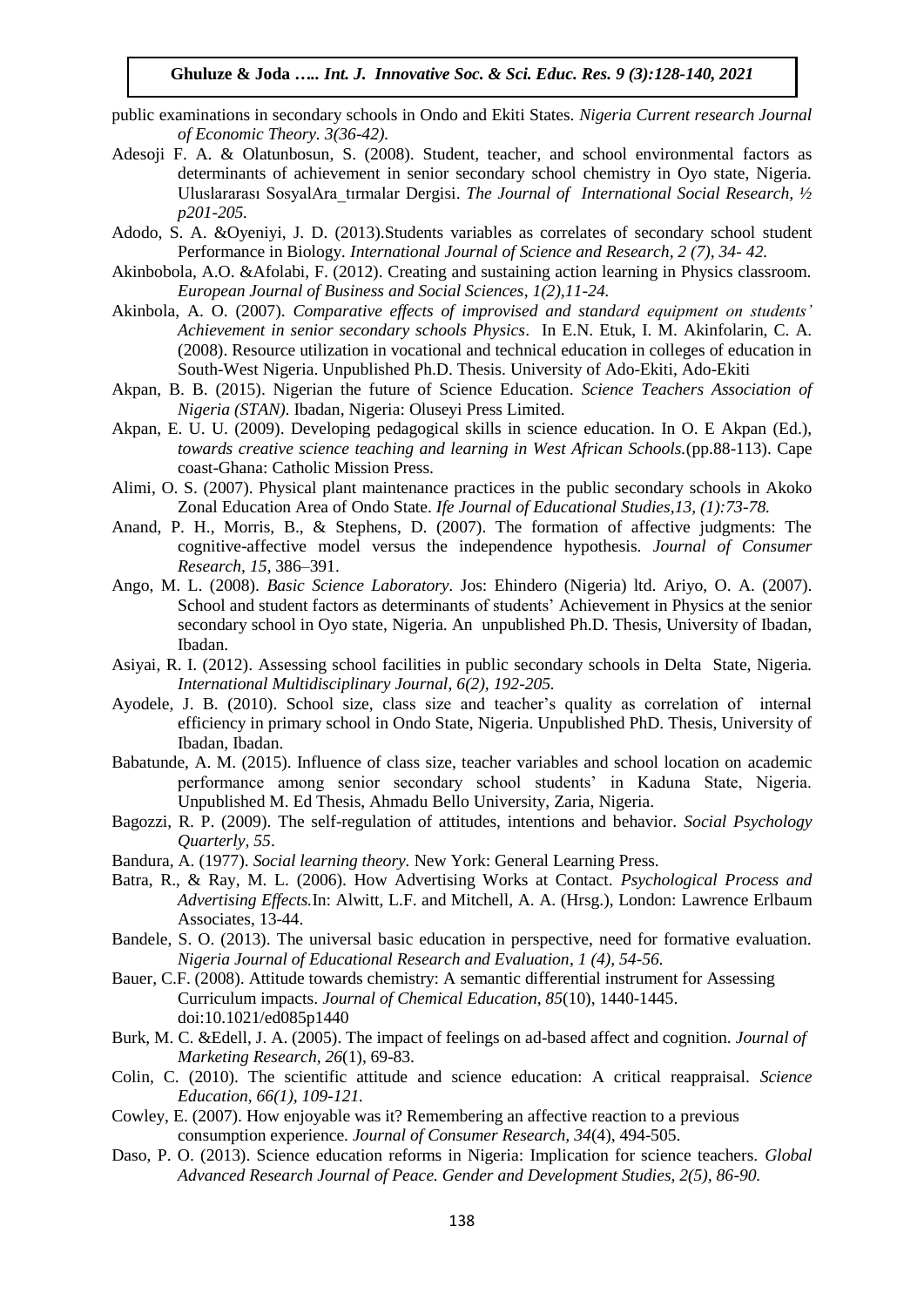public examinations in secondary schools in Ondo and Ekiti States. *Nigeria Current research Journal of Economic Theory. 3(36-42).*

Adesoji F. A. & Olatunbosun, S. (2008). Student, teacher, and school environmental factors as determinants of achievement in senior secondary school chemistry in Oyo state, Nigeria. Uluslararası SosyalAra_tırmalar Dergisi. *The Journal of International Social Research, ½ p201-205.*

Adodo, S. A. &Oyeniyi, J. D. (2013).Students variables as correlates of secondary school student Performance in Biology. *International Journal of Science and Research, 2 (7), 34- 42.*

Akinbobola, A.O. &Afolabi, F. (2012). Creating and sustaining action learning in Physics classroom. *European Journal of Business and Social Sciences, 1(2),11-24.*

Akinbola, A. O. (2007). *Comparative effects of improvised and standard equipment on students' Achievement in senior secondary schools Physics*. In E.N. Etuk, I. M. Akinfolarin, C. A. (2008). Resource utilization in vocational and technical education in colleges of education in South-West Nigeria. Unpublished Ph.D. Thesis. University of Ado-Ekiti, Ado-Ekiti

Akpan, B. B. (2015). Nigerian the future of Science Education. *Science Teachers Association of Nigeria (STAN).* Ibadan, Nigeria: Oluseyi Press Limited.

Akpan, E. U. U. (2009). Developing pedagogical skills in science education. In O. E Akpan (Ed.), *towards creative science teaching and learning in West African Schools.*(pp.88-113). Cape coast-Ghana: Catholic Mission Press.

Alimi, O. S. (2007). Physical plant maintenance practices in the public secondary schools in Akoko Zonal Education Area of Ondo State. *Ife Journal of Educational Studies,13, (1):73-78.*

Anand, P. H., Morris, B., & Stephens, D. (2007). The formation of affective judgments: The cognitive-affective model versus the independence hypothesis. *Journal of Consumer Research, 15*, 386–391.

Ango, M. L. (2008). *Basic Science Laboratory.* Jos: Ehindero (Nigeria) ltd. Ariyo, O. A. (2007). School and student factors as determinants of students' Achievement in Physics at the senior secondary school in Oyo state, Nigeria. An unpublished Ph.D. Thesis, University of Ibadan, Ibadan.

Asiyai, R. I. (2012). Assessing school facilities in public secondary schools in Delta State, Nigeria. *International Multidisciplinary Journal, 6(2), 192-205.*

Ayodele, J. B. (2010). School size, class size and teacher's quality as correlation of internal efficiency in primary school in Ondo State, Nigeria. Unpublished PhD. Thesis, University of Ibadan, Ibadan.

Babatunde, A. M. (2015). Influence of class size, teacher variables and school location on academic performance among senior secondary school students' in Kaduna State, Nigeria. Unpublished M. Ed Thesis, Ahmadu Bello University, Zaria, Nigeria.

Bagozzi, R. P. (2009). The self-regulation of attitudes, intentions and behavior. *Social Psychology Quarterly, 55*.

Bandura, A. (1977). *Social learning theory.* New York: General Learning Press.

Batra, R., & Ray, M. L. (2006). How Advertising Works at Contact. *Psychological Process and Advertising Effects.*In: Alwitt, L.F. and Mitchell, A. A. (Hrsg.), London: Lawrence Erlbaum Associates, 13-44.

Bandele, S. O. (2013). The universal basic education in perspective, need for formative evaluation. *Nigeria Journal of Educational Research and Evaluation, 1 (4), 54-56.*

Bauer, C.F. (2008). Attitude towards chemistry: A semantic differential instrument for Assessing Curriculum impacts. *Journal of Chemical Education, 85*(10), 1440-1445. doi:10.1021/ed085p1440

Burk, M. C. &Edell, J. A. (2005). The impact of feelings on ad-based affect and cognition. *Journal of Marketing Research, 26*(1), 69-83.

Colin, C. (2010). The scientific attitude and science education: A critical reappraisal. *Science Education, 66(1), 109-121.*

Cowley, E. (2007). How enjoyable was it? Remembering an affective reaction to a previous consumption experience. *Journal of Consumer Research, 34*(4), 494-505.

Daso, P. O. (2013). Science education reforms in Nigeria: Implication for science teachers. *Global Advanced Research Journal of Peace. Gender and Development Studies, 2(5), 86-90.*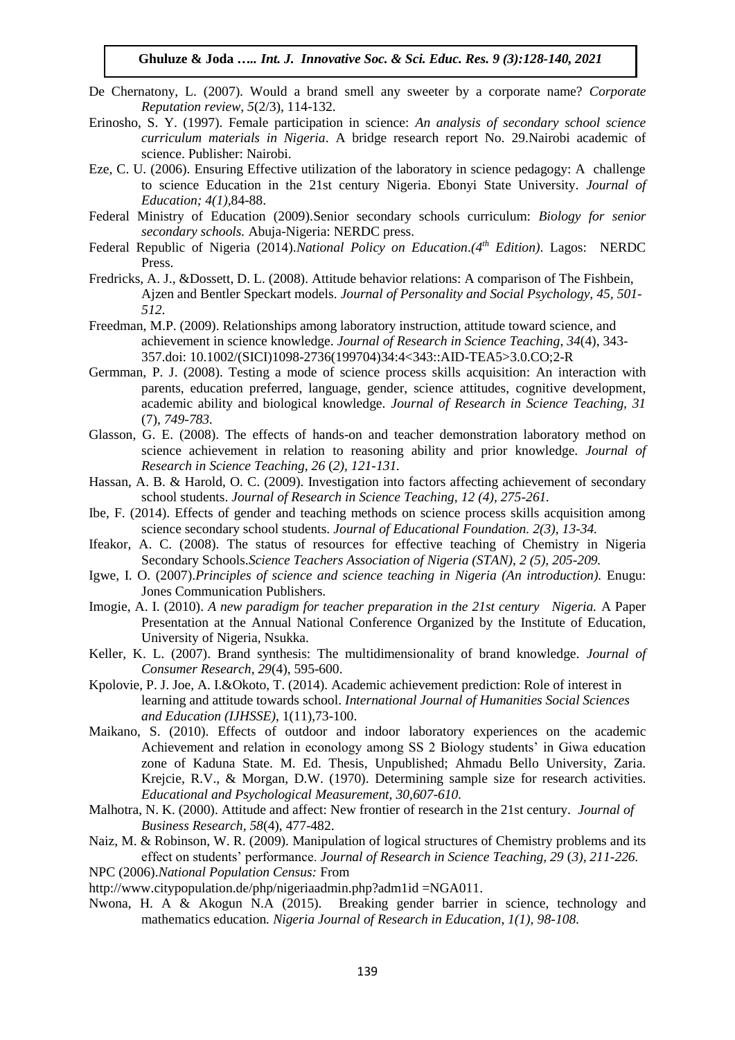De Chernatony, L. (2007). Would a brand smell any sweeter by a corporate name? *Corporate Reputation review, 5*(2/3), 114-132.

Erinosho, S. Y. (1997). Female participation in science: *An analysis of secondary school science curriculum materials in Nigeria*. A bridge research report No. 29.Nairobi academic of science. Publisher: Nairobi.

Eze, C. U. (2006). Ensuring Effective utilization of the laboratory in science pedagogy: A challenge to science Education in the 21st century Nigeria. Ebonyi State University. *Journal of Education; 4(1)*,84-88.

Federal Ministry of Education (2009).Senior secondary schools curriculum: *Biology for senior secondary schools.* Abuja-Nigeria: NERDC press.

Federal Republic of Nigeria (2014).*National Policy on Education*.*(4th Edition)*. Lagos: NERDC Press.

Fredricks, A. J., &Dossett, D. L. (2008). Attitude behavior relations: A comparison of The Fishbein, Ajzen and Bentler Speckart models. *Journal of Personality and Social Psychology, 45, 501-512*.

Freedman, M.P. (2009). Relationships among laboratory instruction, attitude toward science, and achievement in science knowledge. *Journal of Research in Science Teaching, 34*(4), 343-357.doi: 10.1002/(SICI)1098-2736(199704)34:4<343::AID-TEA5>3.0.CO;2-R

Germman, P. J. (2008). Testing a mode of science process skills acquisition: An interaction with parents, education preferred, language, gender, science attitudes, cognitive development, academic ability and biological knowledge. *Journal of Research in Science Teaching, 31* (7), *749-783.*

Glasson, G. E. (2008). The effects of hands-on and teacher demonstration laboratory method on science achievement in relation to reasoning ability and prior knowledge. *Journal of Research in Science Teaching, 26* (*2), 121-131.*

Hassan, A. B. & Harold, O. C. (2009). Investigation into factors affecting achievement of secondary school students. *Journal of Research in Science Teaching, 12 (4), 275-261.*

Ibe, F. (2014). Effects of gender and teaching methods on science process skills acquisition among science secondary school students. *Journal of Educational Foundation. 2(3), 13-34.*

Ifeakor, A. C. (2008). The status of resources for effective teaching of Chemistry in Nigeria Secondary Schools.*Science Teachers Association of Nigeria (STAN), 2 (5), 205-209.*

Igwe, I. O. (2007).*Principles of science and science teaching in Nigeria (An introduction).* Enugu: Jones Communication Publishers.

Imogie, A. I. (2010). *A new paradigm for teacher preparation in the 21st century Nigeria.* A Paper Presentation at the Annual National Conference Organized by the Institute of Education, University of Nigeria, Nsukka.

Keller, K. L. (2007). Brand synthesis: The multidimensionality of brand knowledge. *Journal of Consumer Research, 29*(4), 595-600.

Kpolovie, P. J. Joe, A. I.&Okoto, T. (2014). Academic achievement prediction: Role of interest in learning and attitude towards school. *International Journal of Humanities Social Sciences and Education (IJHSSE)*, 1(11),73-100.

Maikano, S. (2010). Effects of outdoor and indoor laboratory experiences on the academic Achievement and relation in econology among SS 2 Biology students' in Giwa education zone of Kaduna State. M. Ed. Thesis, Unpublished; Ahmadu Bello University, Zaria. Krejcie, R.V., & Morgan, D.W. (1970). Determining sample size for research activities. *Educational and Psychological Measurement, 30,607-610.*

Malhotra, N. K. (2000). Attitude and affect: New frontier of research in the 21st century. *Journal of Business Research, 58*(4), 477-482.

Naiz, M. & Robinson, W. R. (2009). Manipulation of logical structures of Chemistry problems and its effect on students' performance. *Journal of Research in Science Teaching, 29* (*3), 211-226.*

NPC (2006).*National Population Census:* From

http://www.citypopulation.de/php/nigeriaadmin.php?adm1id =NGA011.

Nwona, H. A & Akogun N.A (2015). Breaking gender barrier in science, technology and mathematics education*. Nigeria Journal of Research in Education, 1(1), 98-108.*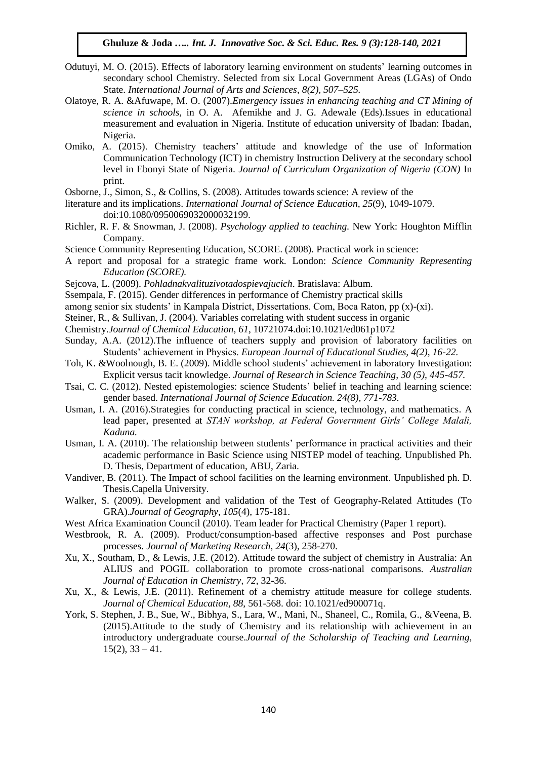Odutuyi, M. O. (2015). Effects of laboratory learning environment on students' learning outcomes in secondary school Chemistry. Selected from six Local Government Areas (LGAs) of Ondo State. *International Journal of Arts and Sciences, 8(2), 507–525.*

Olatoye, R. A. &Afuwape, M. O. (2007).*Emergency issues in enhancing teaching and CT Mining of science in schools,* in O. A. Afemikhe and J. G. Adewale (Eds).Issues in educational measurement and evaluation in Nigeria. Institute of education university of Ibadan: Ibadan, Nigeria.

Omiko, A. (2015). Chemistry teachers' attitude and knowledge of the use of Information Communication Technology (ICT) in chemistry Instruction Delivery at the secondary school level in Ebonyi State of Nigeria. *Journal of Curriculum Organization of Nigeria (CON)* In print.

Osborne, J., Simon, S., & Collins, S. (2008). Attitudes towards science: A review of the literature and its implications. *International Journal of Science Education, 25*(9), 1049-1079. doi:10.1080/0950069032000032199.

Richler, R. F. & Snowman, J. (2008). *Psychology applied to teaching.* New York: Houghton Mifflin Company.

Science Community Representing Education, SCORE. (2008). Practical work in science: A report and proposal for a strategic frame work. London: *Science Community Representing Education (SCORE).*

Sejcova, L. (2009). *Pohladnakvalituzivotadospievajucich*. Bratislava: Album.

Ssempala, F. (2015). Gender differences in performance of Chemistry practical skills among senior six students' in Kampala District, Dissertations. Com, Boca Raton, pp (x)-(xi).

Steiner, R., & Sullivan, J. (2004). Variables correlating with student success in organic Chemistry.*Journal of Chemical Education, 61*, 10721074.doi:10.1021/ed061p1072

Sunday, A.A. (2012).The influence of teachers supply and provision of laboratory facilities on Students' achievement in Physics. *European Journal of Educational Studies, 4(2), 16-22.*

Toh, K. &Woolnough, B. E. (2009). Middle school students' achievement in laboratory Investigation: Explicit versus tacit knowledge. *Journal of Research in Science Teaching, 30 (5), 445-457.*

Tsai, C. C. (2012). Nested epistemologies: science Students' belief in teaching and learning science: gender based. *International Journal of Science Education. 24(8), 771-783.*

Usman, I. A. (2016).Strategies for conducting practical in science, technology, and mathematics. A lead paper, presented at *STAN workshop, at Federal Government Girls' College Malali, Kaduna.*

Usman, I. A. (2010). The relationship between students' performance in practical activities and their academic performance in Basic Science using NISTEP model of teaching. Unpublished Ph. D. Thesis, Department of education, ABU, Zaria.

Vandiver, B. (2011). The Impact of school facilities on the learning environment. Unpublished ph. D. Thesis.Capella University.

Walker, S. (2009). Development and validation of the Test of Geography-Related Attitudes (To GRA).*Journal of Geography, 105*(4), 175-181.

West Africa Examination Council (2010). Team leader for Practical Chemistry (Paper 1 report).

Westbrook, R. A. (2009). Product/consumption-based affective responses and Post purchase processes. *Journal of Marketing Research, 24*(3), 258-270.

Xu, X., Southam, D., & Lewis, J.E. (2012). Attitude toward the subject of chemistry in Australia: An ALIUS and POGIL collaboration to promote cross-national comparisons. *Australian Journal of Education in Chemistry*, *72*, 32-36.

Xu, X., & Lewis, J.E. (2011). Refinement of a chemistry attitude measure for college students. *Journal of Chemical Education*, *88*, 561-568. doi: 10.1021/ed900071q.

York, S. Stephen, J. B., Sue, W., Bibhya, S., Lara, W., Mani, N., Shaneel, C., Romila, G., &Veena, B. (2015).Attitude to the study of Chemistry and its relationship with achievement in an introductory undergraduate course.*Journal of the Scholarship of Teaching and Learning*, 15(2), 33 – 41.